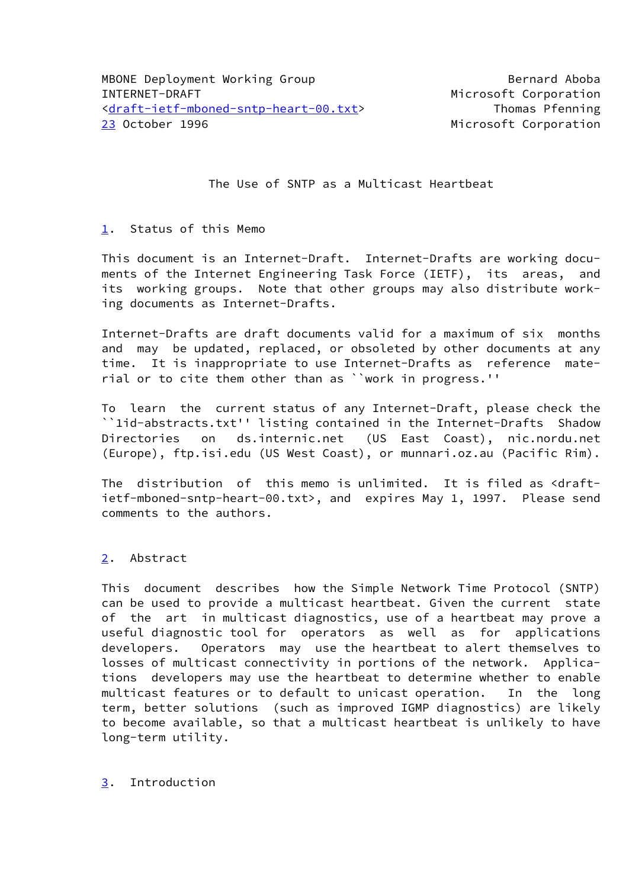MBONE Deployment Working Group  
INTERNET-DRAFT  
<draft-ietf-mboned-sntp-heart-00.txt>  
23 October 1996

Bernard Aboba  
Microsoft Corporation  
Thomas Pfenning  
Microsoft Corporation

# The Use of SNTP as a Multicast Heartbeat

## 1. Status of this Memo

This document is an Internet-Draft. Internet-Drafts are working documents of the Internet Engineering Task Force (IETF), its areas, and its working groups. Note that other groups may also distribute working documents as Internet-Drafts.

Internet-Drafts are draft documents valid for a maximum of six months and may be updated, replaced, or obsoleted by other documents at any time. It is inappropriate to use Internet-Drafts as reference material or to cite them other than as ``work in progress.''

To learn the current status of any Internet-Draft, please check the ``1id-abstracts.txt'' listing contained in the Internet-Drafts Shadow Directories on ds.internic.net (US East Coast), nic.nordu.net (Europe), ftp.isi.edu (US West Coast), or munnari.oz.au (Pacific Rim).

The distribution of this memo is unlimited. It is filed as <draft-ietf-mboned-sntp-heart-00.txt>, and expires May 1, 1997. Please send comments to the authors.

## 2. Abstract

This document describes how the Simple Network Time Protocol (SNTP) can be used to provide a multicast heartbeat. Given the current state of the art in multicast diagnostics, use of a heartbeat may prove a useful diagnostic tool for operators as well as for applications developers. Operators may use the heartbeat to alert themselves to losses of multicast connectivity in portions of the network. Applications developers may use the heartbeat to determine whether to enable multicast features or to default to unicast operation. In the long term, better solutions (such as improved IGMP diagnostics) are likely to become available, so that a multicast heartbeat is unlikely to have long-term utility.

## 3. Introduction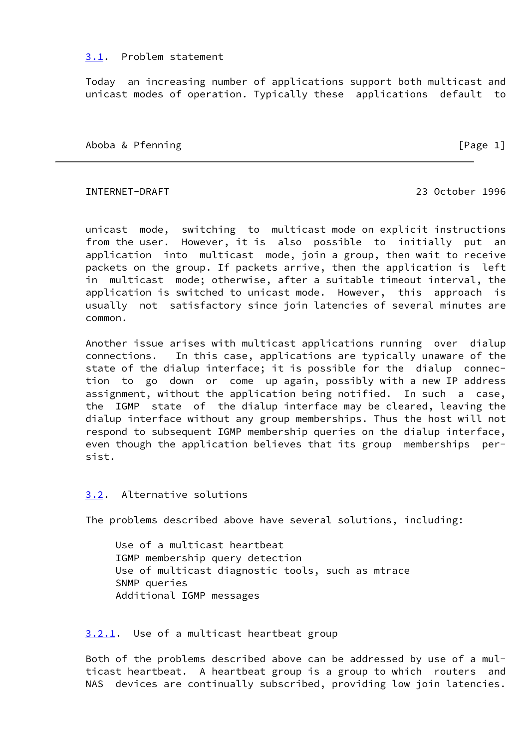## 3.1. Problem statement

Today an increasing number of applications support both multicast and unicast modes of operation. Typically these applications default to unicast mode, switching to multicast mode on explicit instructions from the user. However, it is also possible to initially put an application into multicast mode, join a group, then wait to receive packets on the group. If packets arrive, then the application is left in multicast mode; otherwise, after a suitable timeout interval, the application is switched to unicast mode. However, this approach is usually not satisfactory since join latencies of several minutes are common.

Another issue arises with multicast applications running over dialup connections. In this case, applications are typically unaware of the state of the dialup interface; it is possible for the dialup connection to go down or come up again, possibly with a new IP address assignment, without the application being notified. In such a case, the IGMP state of the dialup interface may be cleared, leaving the dialup interface without any group memberships. Thus the host will not respond to subsequent IGMP membership queries on the dialup interface, even though the application believes that its group memberships persist.

## 3.2. Alternative solutions

The problems described above have several solutions, including:

Use of a multicast heartbeat
IGMP membership query detection
Use of multicast diagnostic tools, such as mtrace
SNMP queries
Additional IGMP messages

### 3.2.1. Use of a multicast heartbeat group

Both of the problems described above can be addressed by use of a multicast heartbeat. A heartbeat group is a group to which routers and NAS devices are continually subscribed, providing low join latencies.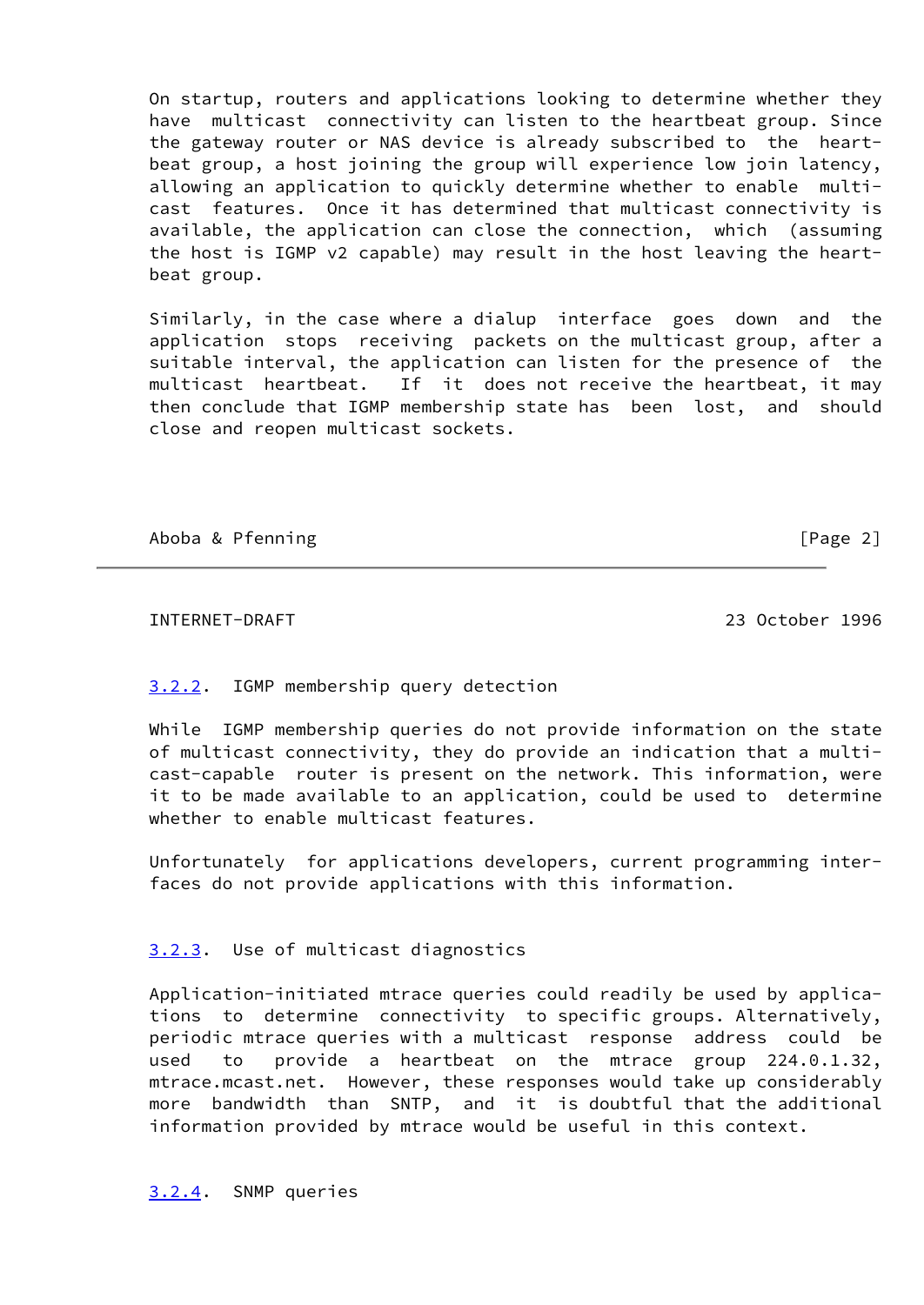On startup, routers and applications looking to determine whether they have multicast connectivity can listen to the heartbeat group. Since the gateway router or NAS device is already subscribed to the heartbeat group, a host joining the group will experience low join latency, allowing an application to quickly determine whether to enable multicast features. Once it has determined that multicast connectivity is available, the application can close the connection, which (assuming the host is IGMP v2 capable) may result in the host leaving the heartbeat group.

Similarly, in the case where a dialup interface goes down and the application stops receiving packets on the multicast group, after a suitable interval, the application can listen for the presence of the multicast heartbeat. If it does not receive the heartbeat, it may then conclude that IGMP membership state has been lost, and should close and reopen multicast sockets.

### 3.2.2. IGMP membership query detection

While IGMP membership queries do not provide information on the state of multicast connectivity, they do provide an indication that a multicast-capable router is present on the network. This information, were it to be made available to an application, could be used to determine whether to enable multicast features.

Unfortunately for applications developers, current programming interfaces do not provide applications with this information.

### 3.2.3. Use of multicast diagnostics

Application-initiated mtrace queries could readily be used by applications to determine connectivity to specific groups. Alternatively, periodic mtrace queries with a multicast response address could be used to provide a heartbeat on the mtrace group 224.0.1.32, mtrace.mcast.net. However, these responses would take up considerably more bandwidth than SNTP, and it is doubtful that the additional information provided by mtrace would be useful in this context.

### 3.2.4. SNMP queries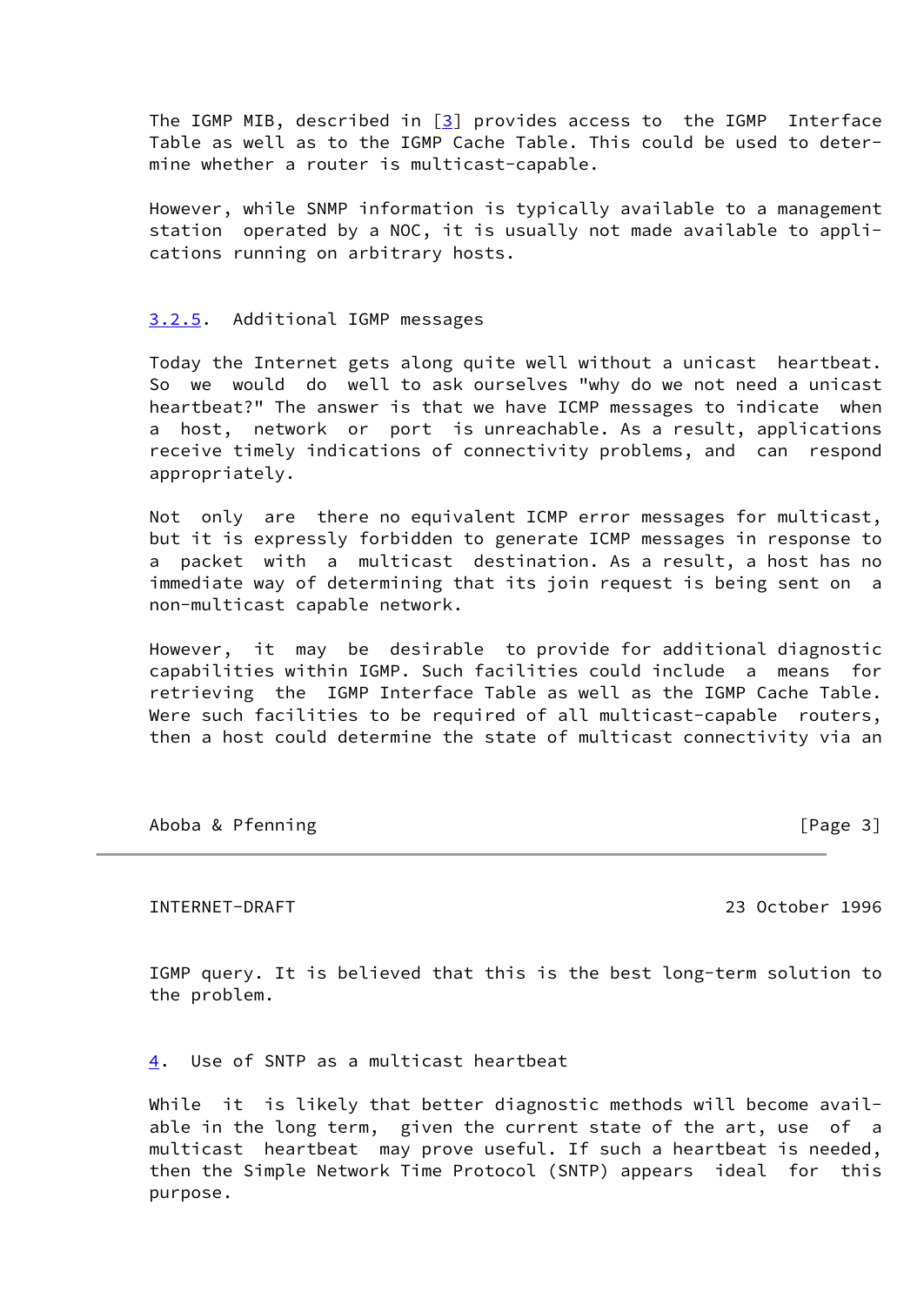The IGMP MIB, described in [3] provides access to the IGMP Interface Table as well as to the IGMP Cache Table. This could be used to determine whether a router is multicast-capable.

However, while SNMP information is typically available to a management station operated by a NOC, it is usually not made available to applications running on arbitrary hosts.

### 3.2.5. Additional IGMP messages

Today the Internet gets along quite well without a unicast heartbeat. So we would do well to ask ourselves "why do we not need a unicast heartbeat?" The answer is that we have ICMP messages to indicate when a host, network or port is unreachable. As a result, applications receive timely indications of connectivity problems, and can respond appropriately.

Not only are there no equivalent ICMP error messages for multicast, but it is expressly forbidden to generate ICMP messages in response to a packet with a multicast destination. As a result, a host has no immediate way of determining that its join request is being sent on a non-multicast capable network.

However, it may be desirable to provide for additional diagnostic capabilities within IGMP. Such facilities could include a means for retrieving the IGMP Interface Table as well as the IGMP Cache Table. Were such facilities to be required of all multicast-capable routers, then a host could determine the state of multicast connectivity via an IGMP query. It is believed that this is the best long-term solution to the problem.

## 4. Use of SNTP as a multicast heartbeat

While it is likely that better diagnostic methods will become available in the long term, given the current state of the art, use of a multicast heartbeat may prove useful. If such a heartbeat is needed, then the Simple Network Time Protocol (SNTP) appears ideal for this purpose.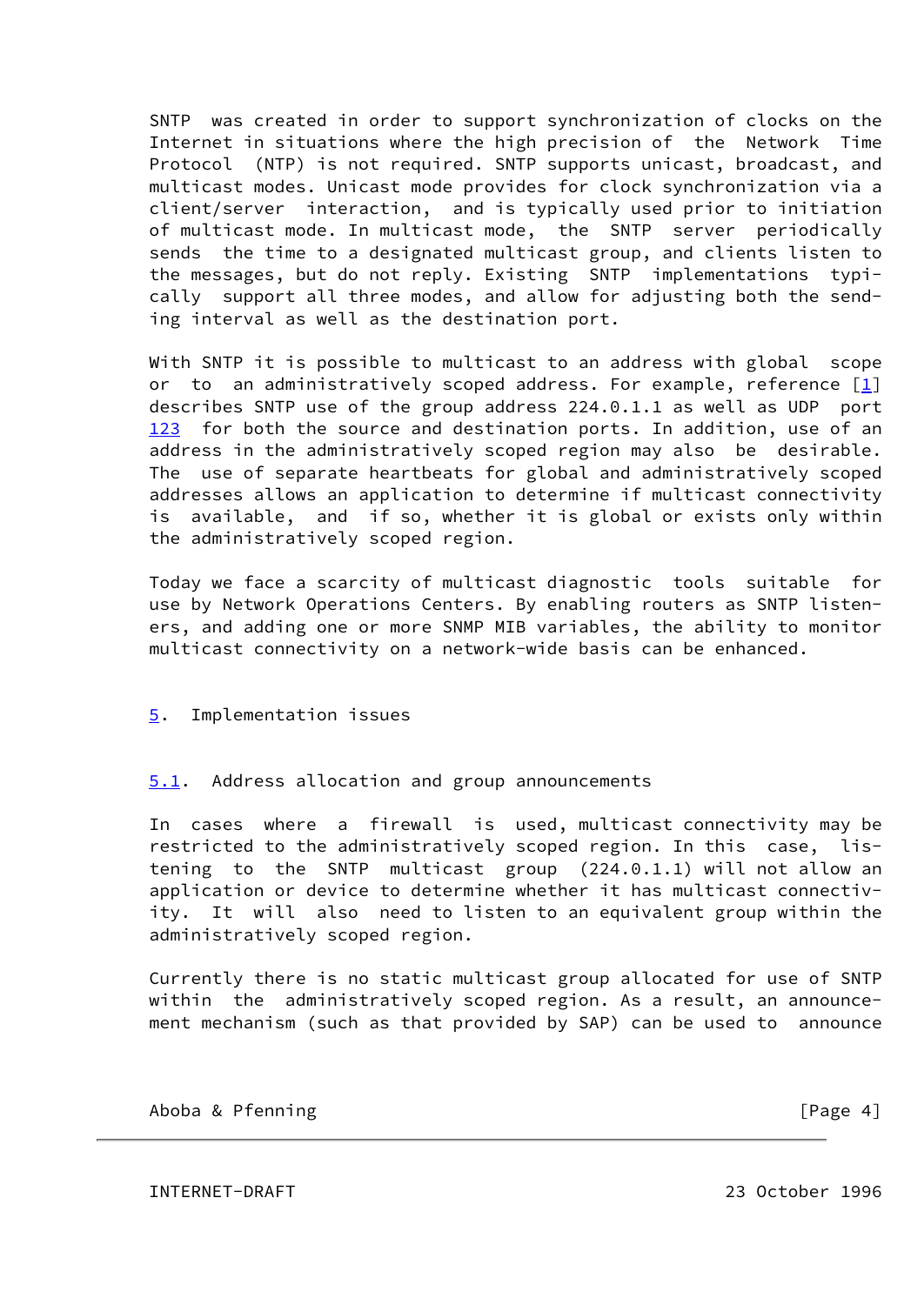SNTP was created in order to support synchronization of clocks on the Internet in situations where the high precision of the Network Time Protocol (NTP) is not required. SNTP supports unicast, broadcast, and multicast modes. Unicast mode provides for clock synchronization via a client/server interaction, and is typically used prior to initiation of multicast mode. In multicast mode, the SNTP server periodically sends the time to a designated multicast group, and clients listen to the messages, but do not reply. Existing SNTP implementations typically support all three modes, and allow for adjusting both the sending interval as well as the destination port.

With SNTP it is possible to multicast to an address with global scope or to an administratively scoped address. For example, reference [1] describes SNTP use of the group address 224.0.1.1 as well as UDP port 123 for both the source and destination ports. In addition, use of an address in the administratively scoped region may also be desirable. The use of separate heartbeats for global and administratively scoped addresses allows an application to determine if multicast connectivity is available, and if so, whether it is global or exists only within the administratively scoped region.

Today we face a scarcity of multicast diagnostic tools suitable for use by Network Operations Centers. By enabling routers as SNTP listeners, and adding one or more SNMP MIB variables, the ability to monitor multicast connectivity on a network-wide basis can be enhanced.

## 5. Implementation issues

### 5.1. Address allocation and group announcements

In cases where a firewall is used, multicast connectivity may be restricted to the administratively scoped region. In this case, listening to the SNTP multicast group (224.0.1.1) will not allow an application or device to determine whether it has multicast connectivity. It will also need to listen to an equivalent group within the administratively scoped region.

Currently there is no static multicast group allocated for use of SNTP within the administratively scoped region. As a result, an announcement mechanism (such as that provided by SAP) can be used to announce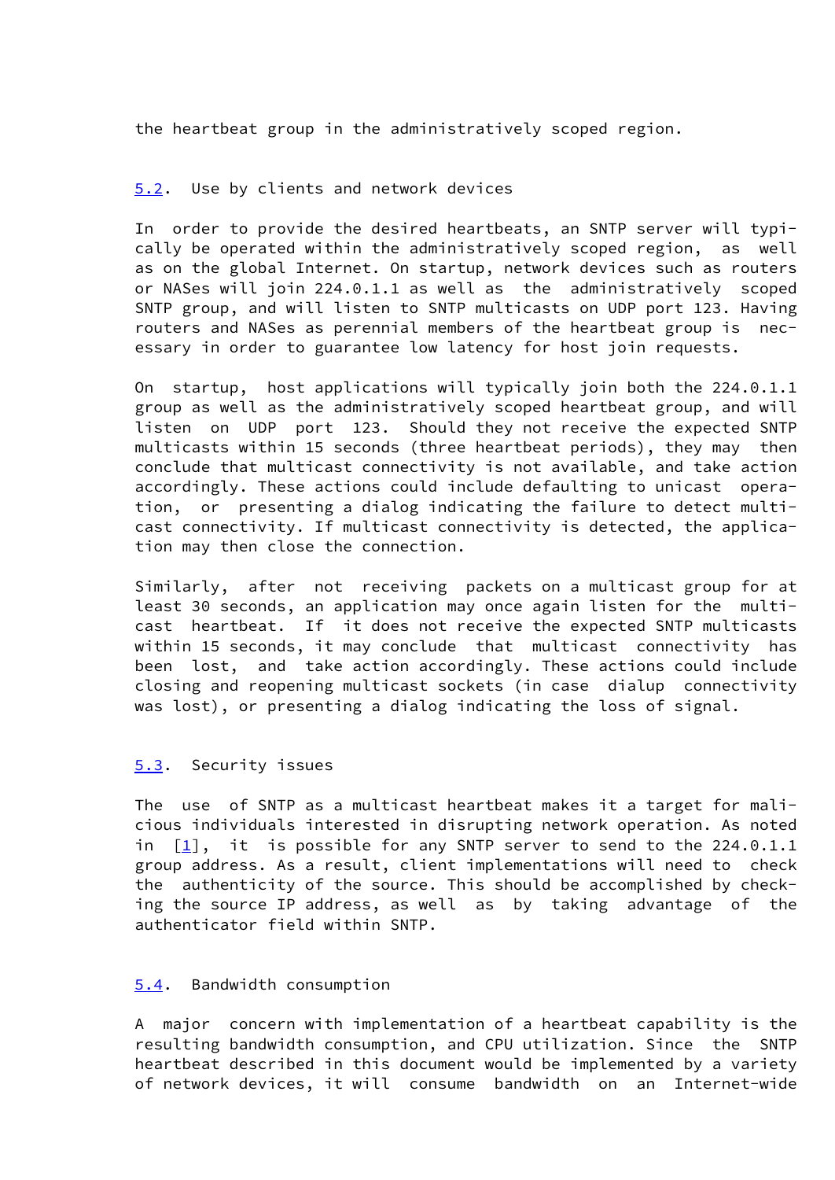the heartbeat group in the administratively scoped region.

### 5.2. Use by clients and network devices

In order to provide the desired heartbeats, an SNTP server will typically be operated within the administratively scoped region, as well as on the global Internet. On startup, network devices such as routers or NASes will join 224.0.1.1 as well as the administratively scoped SNTP group, and will listen to SNTP multicasts on UDP port 123. Having routers and NASes as perennial members of the heartbeat group is necessary in order to guarantee low latency for host join requests.

On startup, host applications will typically join both the 224.0.1.1 group as well as the administratively scoped heartbeat group, and will listen on UDP port 123. Should they not receive the expected SNTP multicasts within 15 seconds (three heartbeat periods), they may then conclude that multicast connectivity is not available, and take action accordingly. These actions could include defaulting to unicast operation, or presenting a dialog indicating the failure to detect multicast connectivity. If multicast connectivity is detected, the application may then close the connection.

Similarly, after not receiving packets on a multicast group for at least 30 seconds, an application may once again listen for the multicast heartbeat. If it does not receive the expected SNTP multicasts within 15 seconds, it may conclude that multicast connectivity has been lost, and take action accordingly. These actions could include closing and reopening multicast sockets (in case dialup connectivity was lost), or presenting a dialog indicating the loss of signal.

### 5.3. Security issues

The use of SNTP as a multicast heartbeat makes it a target for malicious individuals interested in disrupting network operation. As noted in [1], it is possible for any SNTP server to send to the 224.0.1.1 group address. As a result, client implementations will need to check the authenticity of the source. This should be accomplished by checking the source IP address, as well as by taking advantage of the authenticator field within SNTP.

### 5.4. Bandwidth consumption

A major concern with implementation of a heartbeat capability is the resulting bandwidth consumption, and CPU utilization. Since the SNTP heartbeat described in this document would be implemented by a variety of network devices, it will consume bandwidth on an Internet-wide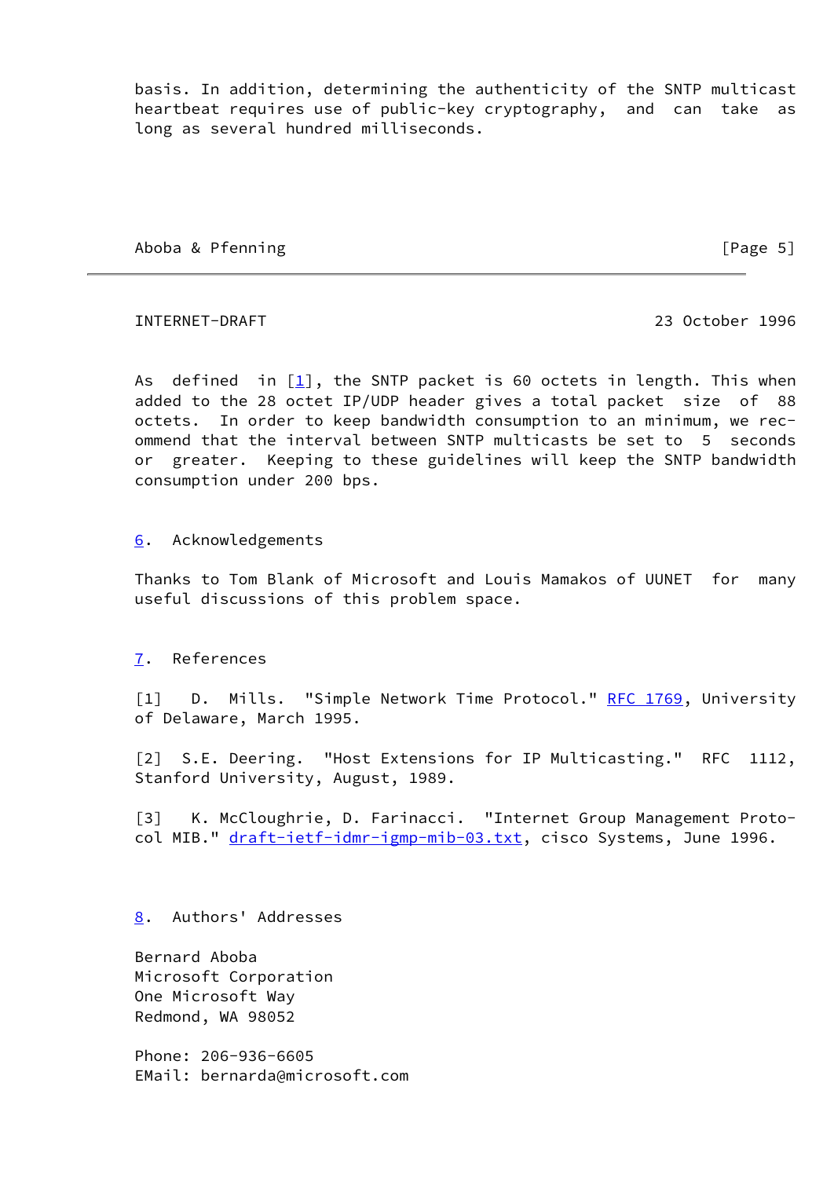basis. In addition, determining the authenticity of the SNTP multicast heartbeat requires use of public-key cryptography, and can take as long as several hundred milliseconds.

As defined in [1], the SNTP packet is 60 octets in length. This when added to the 28 octet IP/UDP header gives a total packet size of 88 octets. In order to keep bandwidth consumption to an minimum, we recommend that the interval between SNTP multicasts be set to 5 seconds or greater. Keeping to these guidelines will keep the SNTP bandwidth consumption under 200 bps.

## 6. Acknowledgements

Thanks to Tom Blank of Microsoft and Louis Mamakos of UUNET for many useful discussions of this problem space.

## 7. References

[1] D. Mills. "Simple Network Time Protocol." RFC 1769, University of Delaware, March 1995.

[2] S.E. Deering. "Host Extensions for IP Multicasting." RFC 1112, Stanford University, August, 1989.

[3] K. McCloughrie, D. Farinacci. "Internet Group Management Protocol MIB." draft-ietf-idmr-igmp-mib-03.txt, cisco Systems, June 1996.

## 8. Authors' Addresses

Bernard Aboba
Microsoft Corporation
One Microsoft Way
Redmond, WA 98052

Phone: 206-936-6605
EMail: bernarda@microsoft.com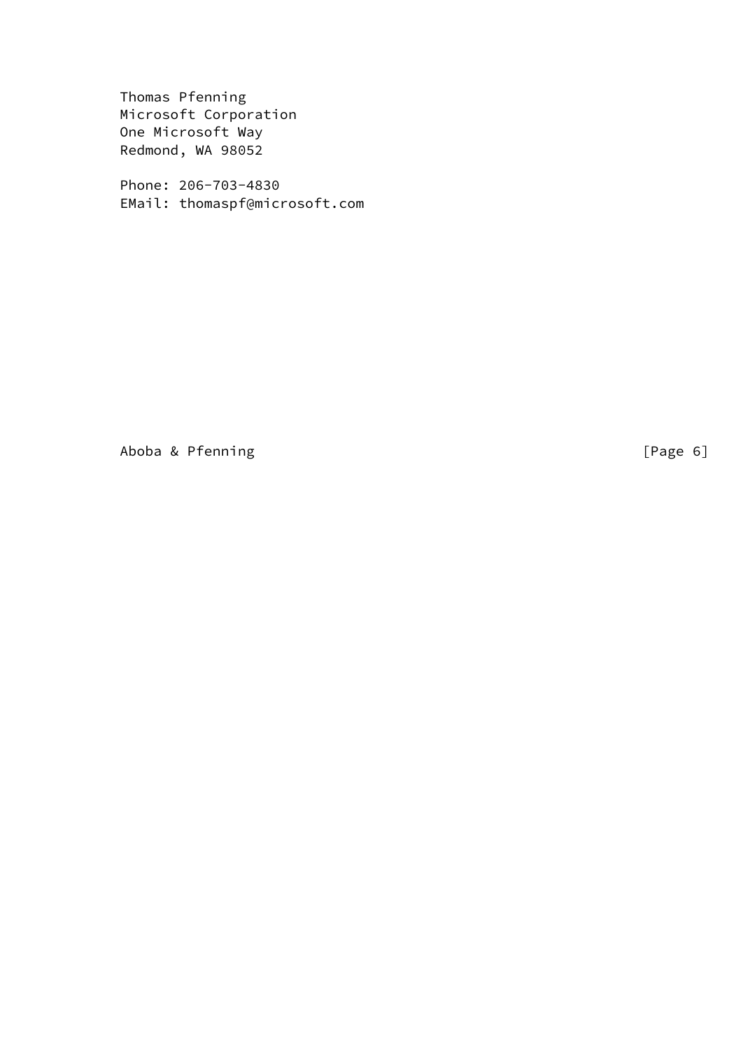Thomas Pfenning
Microsoft Corporation
One Microsoft Way
Redmond, WA 98052

Phone: 206-703-4830
EMail: thomaspf@microsoft.com